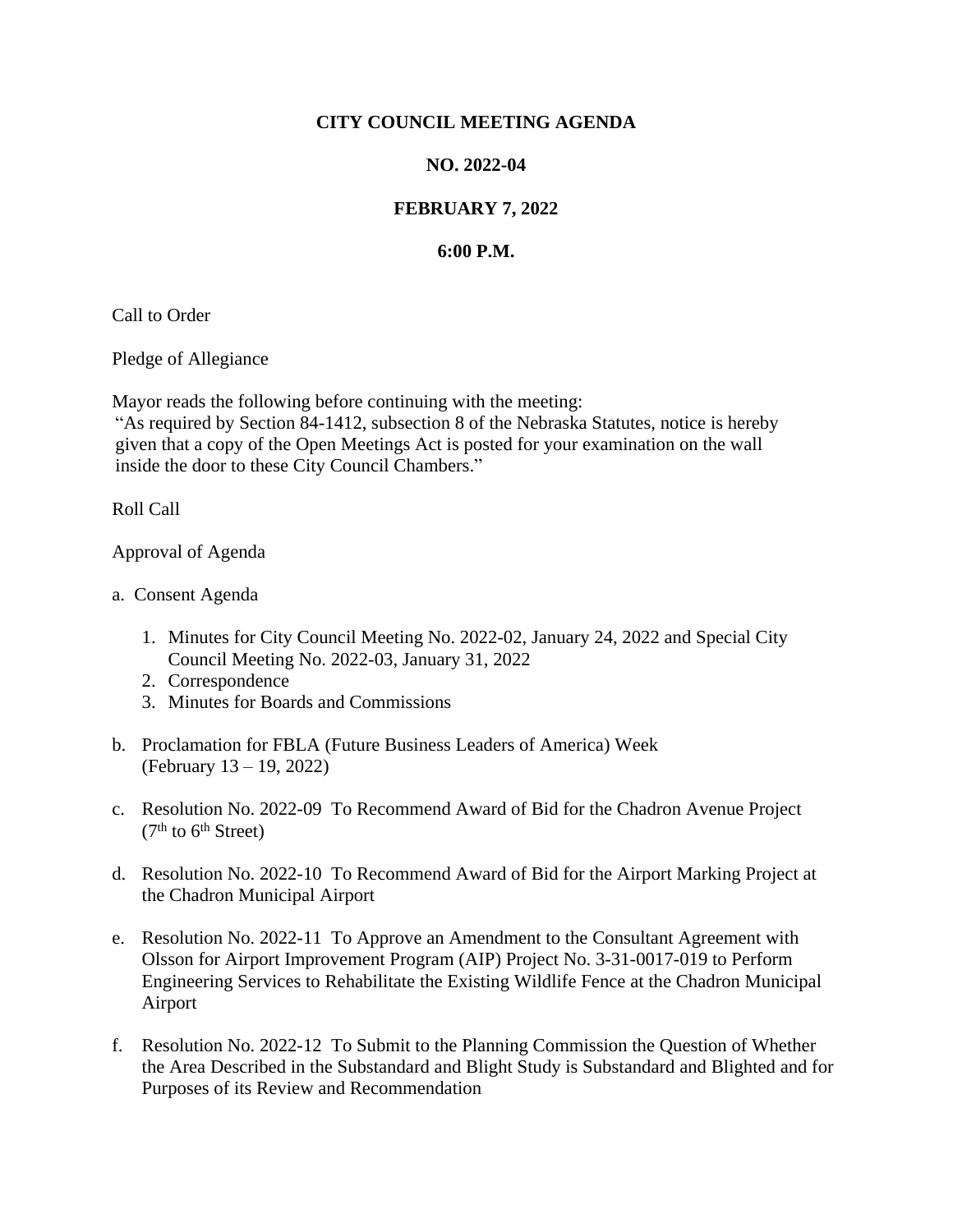# CITY COUNCIL MEETING AGENDA

## NO. 2022-04

## FEBRUARY 7, 2022

## 6:00 P.M.

Call to Order

Pledge of Allegiance

Mayor reads the following before continuing with the meeting:
"As required by Section 84-1412, subsection 8 of the Nebraska Statutes, notice is hereby given that a copy of the Open Meetings Act is posted for your examination on the wall inside the door to these City Council Chambers."

Roll Call

Approval of Agenda

a. Consent Agenda

1. Minutes for City Council Meeting No. 2022-02, January 24, 2022 and Special City Council Meeting No. 2022-03, January 31, 2022
2. Correspondence
3. Minutes for Boards and Commissions

b. Proclamation for FBLA (Future Business Leaders of America) Week (February 13 – 19, 2022)

c. Resolution No. 2022-09 To Recommend Award of Bid for the Chadron Avenue Project (7th to 6th Street)

d. Resolution No. 2022-10 To Recommend Award of Bid for the Airport Marking Project at the Chadron Municipal Airport

e. Resolution No. 2022-11 To Approve an Amendment to the Consultant Agreement with Olsson for Airport Improvement Program (AIP) Project No. 3-31-0017-019 to Perform Engineering Services to Rehabilitate the Existing Wildlife Fence at the Chadron Municipal Airport

f. Resolution No. 2022-12 To Submit to the Planning Commission the Question of Whether the Area Described in the Substandard and Blight Study is Substandard and Blighted and for Purposes of its Review and Recommendation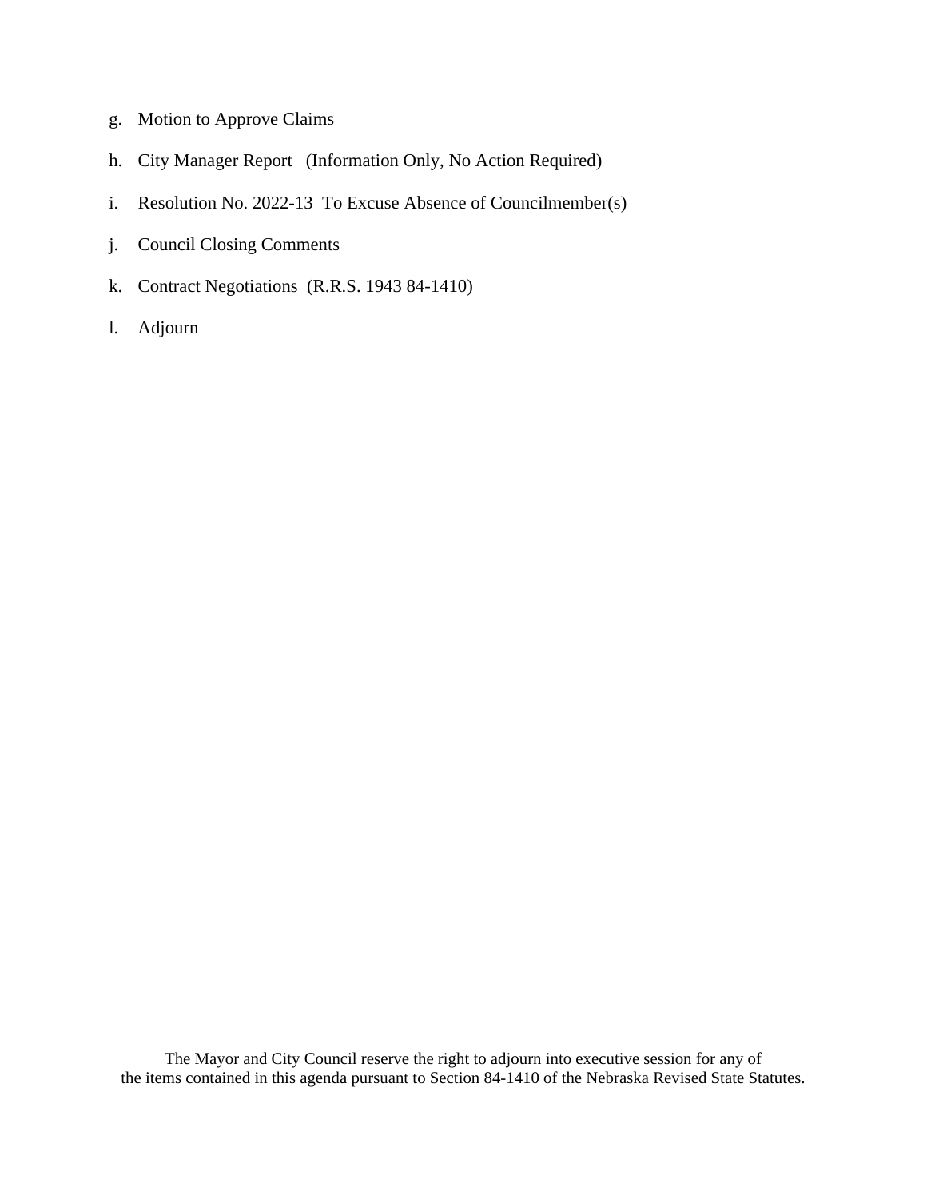g. Motion to Approve Claims

h. City Manager Report (Information Only, No Action Required)

i. Resolution No. 2022-13 To Excuse Absence of Councilmember(s)

j. Council Closing Comments

k. Contract Negotiations (R.R.S. 1943 84-1410)

l. Adjourn

The Mayor and City Council reserve the right to adjourn into executive session for any of the items contained in this agenda pursuant to Section 84-1410 of the Nebraska Revised State Statutes.